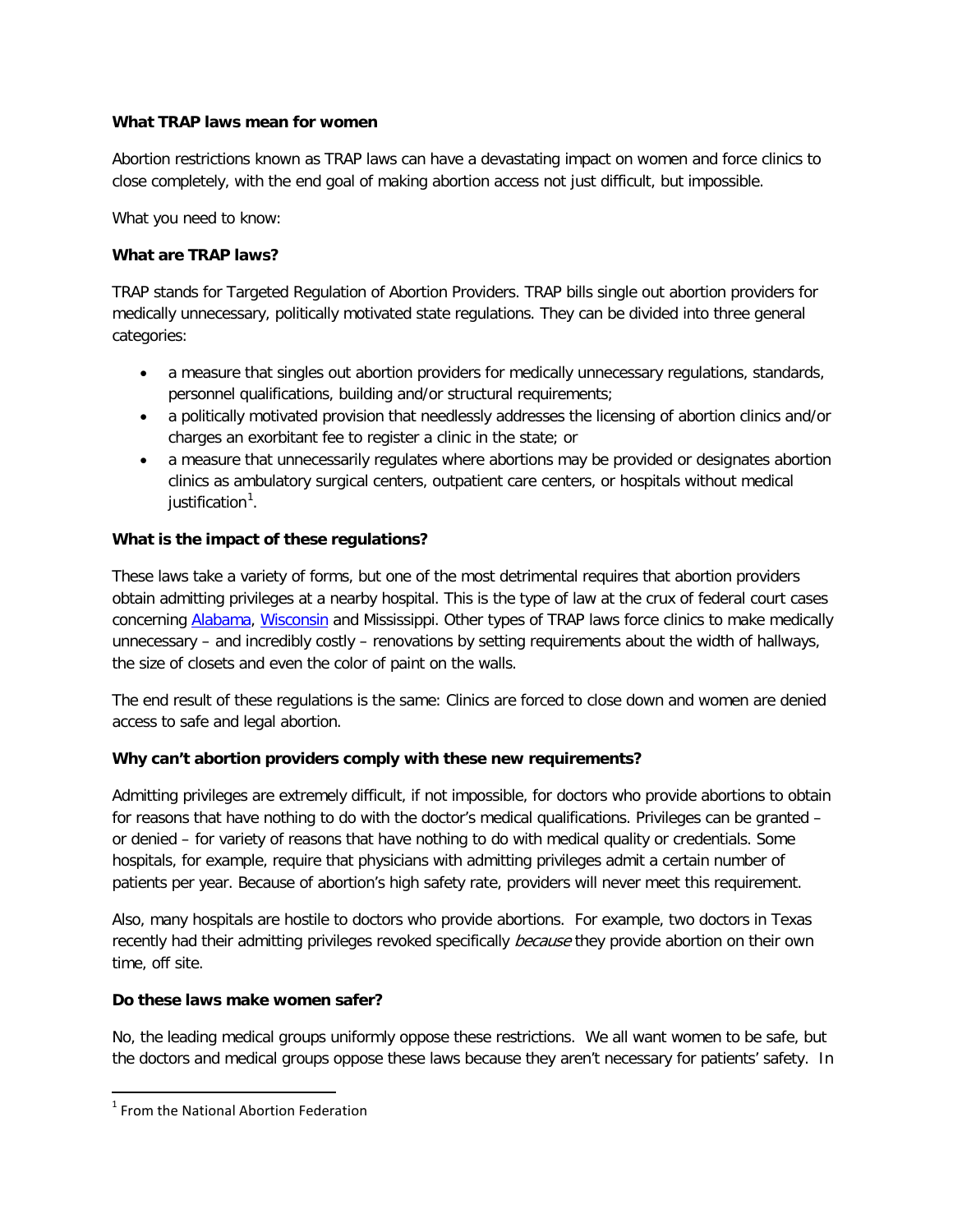**What TRAP laws mean for women**

Abortion restrictions known as TRAP laws can have a devastating impact on women and force clinics to close completely, with the end goal of making abortion access not just difficult, but impossible.

What you need to know:

**What are TRAP laws?**

TRAP stands for Targeted Regulation of Abortion Providers. TRAP bills single out abortion providers for medically unnecessary, politically motivated state regulations. They can be divided into three general categories:

- a measure that singles out abortion providers for medically unnecessary regulations, standards, personnel qualifications, building and/or structural requirements;
- a politically motivated provision that needlessly addresses the licensing of abortion clinics and/or charges an exorbitant fee to register a clinic in the state; or
- a measure that unnecessarily regulates where abortions may be provided or designates abortion clinics as ambulatory surgical centers, outpatient care centers, or hospitals without medical justification[1].

**What is the impact of these regulations?**

These laws take a variety of forms, but one of the most detrimental requires that abortion providers obtain admitting privileges at a nearby hospital. This is the type of law at the crux of federal court cases concerning Alabama, Wisconsin and Mississippi. Other types of TRAP laws force clinics to make medically unnecessary – and incredibly costly – renovations by setting requirements about the width of hallways, the size of closets and even the color of paint on the walls.

The end result of these regulations is the same: Clinics are forced to close down and women are denied access to safe and legal abortion.

**Why can't abortion providers comply with these new requirements?**

Admitting privileges are extremely difficult, if not impossible, for doctors who provide abortions to obtain for reasons that have nothing to do with the doctor's medical qualifications. Privileges can be granted – or denied – for variety of reasons that have nothing to do with medical quality or credentials. Some hospitals, for example, require that physicians with admitting privileges admit a certain number of patients per year. Because of abortion's high safety rate, providers will never meet this requirement.

Also, many hospitals are hostile to doctors who provide abortions. For example, two doctors in Texas recently had their admitting privileges revoked specifically *because* they provide abortion on their own time, off site.

**Do these laws make women safer?**

No, the leading medical groups uniformly oppose these restrictions. We all want women to be safe, but the doctors and medical groups oppose these laws because they aren't necessary for patients' safety. In

[1] From the National Abortion Federation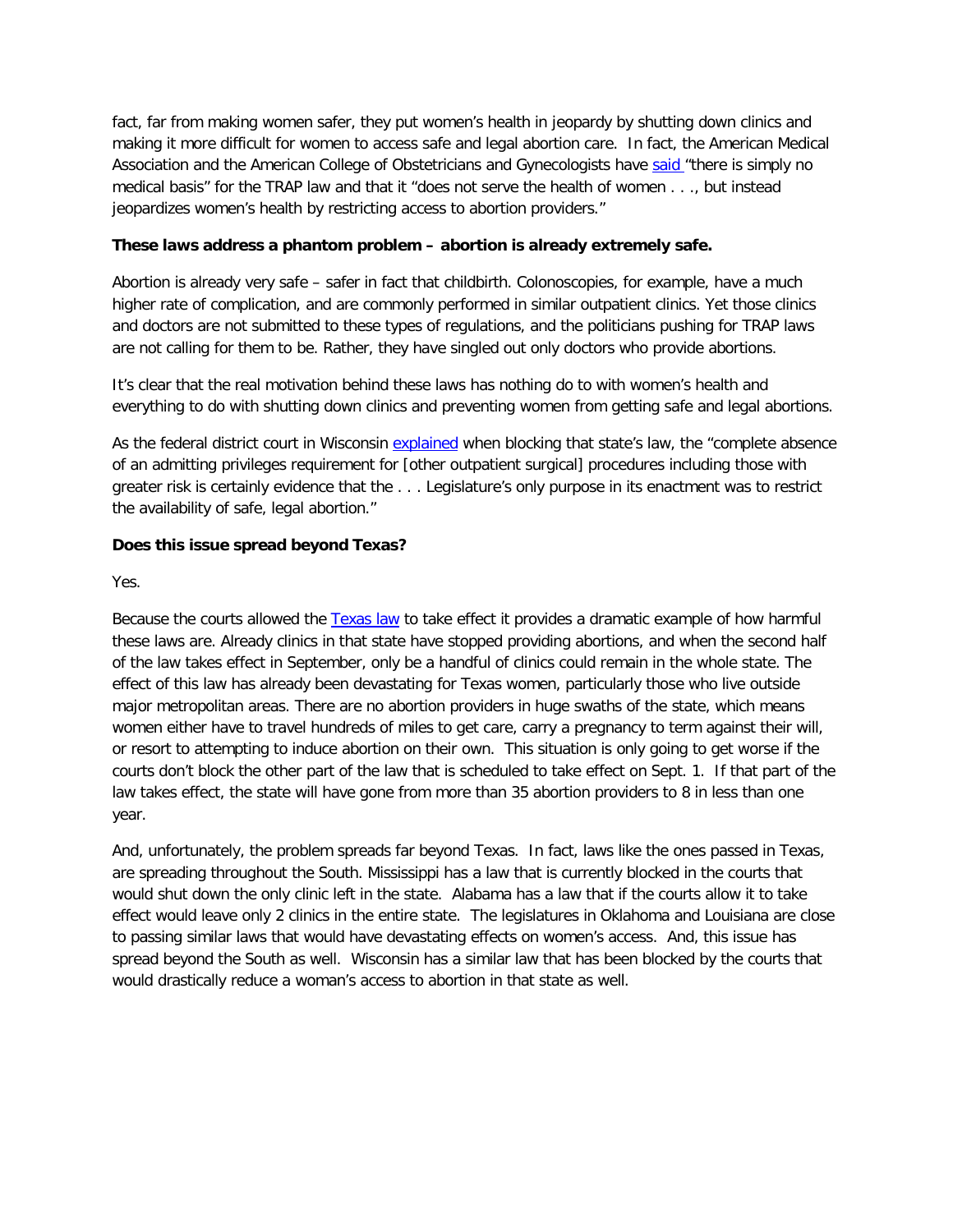fact, far from making women safer, they put women's health in jeopardy by shutting down clinics and making it more difficult for women to access safe and legal abortion care. In fact, the American Medical Association and the American College of Obstetricians and Gynecologists have said "there is simply no medical basis" for the TRAP law and that it "does not serve the health of women . . ., but instead jeopardizes women's health by restricting access to abortion providers."

**These laws address a phantom problem – abortion is already extremely safe.**

Abortion is already very safe – safer in fact that childbirth. Colonoscopies, for example, have a much higher rate of complication, and are commonly performed in similar outpatient clinics. Yet those clinics and doctors are not submitted to these types of regulations, and the politicians pushing for TRAP laws are not calling for them to be. Rather, they have singled out only doctors who provide abortions.

It's clear that the real motivation behind these laws has nothing do to with women's health and everything to do with shutting down clinics and preventing women from getting safe and legal abortions.

As the federal district court in Wisconsin explained when blocking that state's law, the "complete absence of an admitting privileges requirement for [other outpatient surgical] procedures including those with greater risk is certainly evidence that the . . . Legislature's only purpose in its enactment was to restrict the availability of safe, legal abortion."

**Does this issue spread beyond Texas?**

Yes.

Because the courts allowed the Texas law to take effect it provides a dramatic example of how harmful these laws are. Already clinics in that state have stopped providing abortions, and when the second half of the law takes effect in September, only be a handful of clinics could remain in the whole state. The effect of this law has already been devastating for Texas women, particularly those who live outside major metropolitan areas. There are no abortion providers in huge swaths of the state, which means women either have to travel hundreds of miles to get care, carry a pregnancy to term against their will, or resort to attempting to induce abortion on their own. This situation is only going to get worse if the courts don't block the other part of the law that is scheduled to take effect on Sept. 1. If that part of the law takes effect, the state will have gone from more than 35 abortion providers to 8 in less than one year.

And, unfortunately, the problem spreads far beyond Texas. In fact, laws like the ones passed in Texas, are spreading throughout the South. Mississippi has a law that is currently blocked in the courts that would shut down the only clinic left in the state. Alabama has a law that if the courts allow it to take effect would leave only 2 clinics in the entire state. The legislatures in Oklahoma and Louisiana are close to passing similar laws that would have devastating effects on women's access. And, this issue has spread beyond the South as well. Wisconsin has a similar law that has been blocked by the courts that would drastically reduce a woman's access to abortion in that state as well.